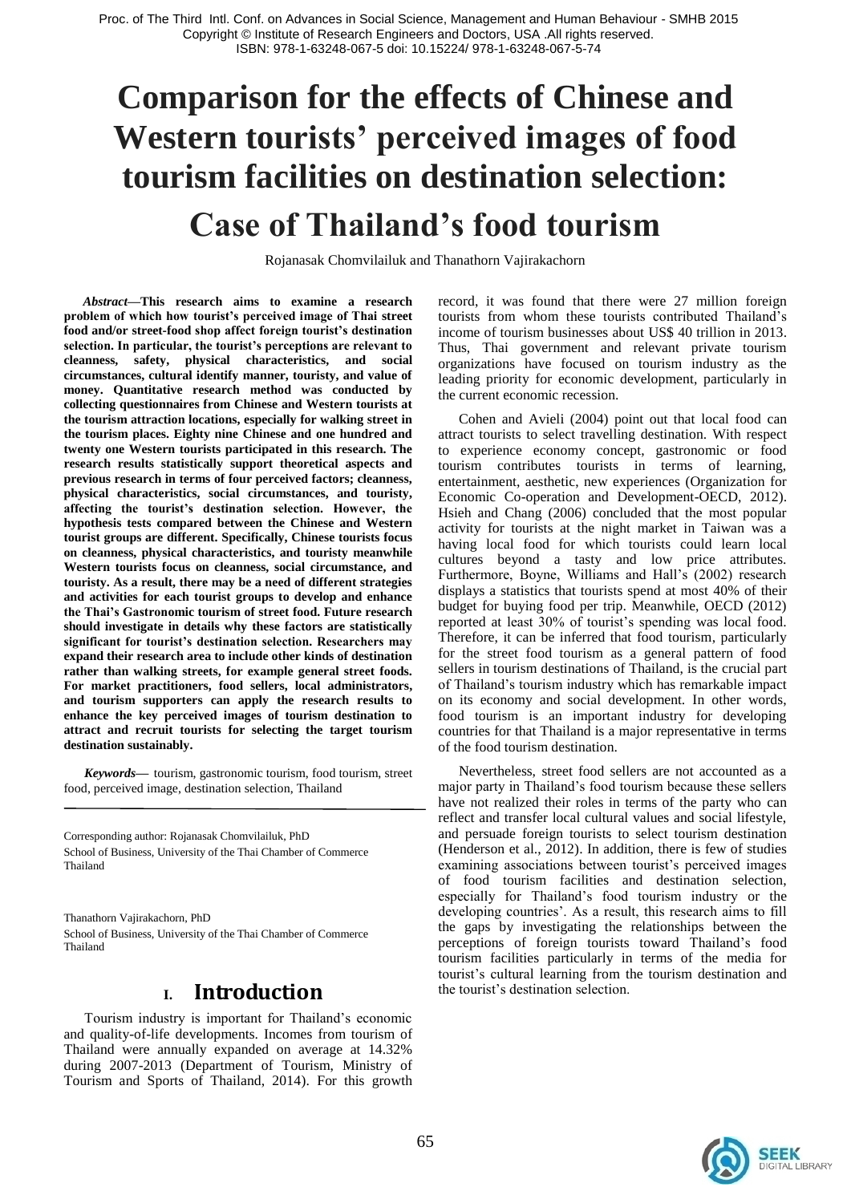# Comparison for the effects of Chinese and Western tourists' perceived images of food tourism facilities on destination selection: Case of Thailand's food tourism

Rojanasak Chomvilailuk and Thanathorn Vajirakachorn

***Abstract*—This research aims to examine a research problem of which how tourist's perceived image of Thai street food and/or street-food shop affect foreign tourist's destination selection. In particular, the tourist's perceptions are relevant to cleanness, safety, physical characteristics, and social circumstances, cultural identify manner, touristy, and value of money. Quantitative research method was conducted by collecting questionnaires from Chinese and Western tourists at the tourism attraction locations, especially for walking street in the tourism places. Eighty nine Chinese and one hundred and twenty one Western tourists participated in this research. The research results statistically support theoretical aspects and previous research in terms of four perceived factors; cleanness, physical characteristics, social circumstances, and touristy, affecting the tourist's destination selection. However, the hypothesis tests compared between the Chinese and Western tourist groups are different. Specifically, Chinese tourists focus on cleanness, physical characteristics, and touristy meanwhile Western tourists focus on cleanness, social circumstance, and touristy. As a result, there may be a need of different strategies and activities for each tourist groups to develop and enhance the Thai's Gastronomic tourism of street food. Future research should investigate in details why these factors are statistically significant for tourist's destination selection. Researchers may expand their research area to include other kinds of destination rather than walking streets, for example general street foods. For market practitioners, food sellers, local administrators, and tourism supporters can apply the research results to enhance the key perceived images of tourism destination to attract and recruit tourists for selecting the target tourism destination sustainably.**

***Keywords*—** tourism, gastronomic tourism, food tourism, street food, perceived image, destination selection, Thailand

Corresponding author: Rojanasak Chomvilailuk, PhD
School of Business, University of the Thai Chamber of Commerce Thailand

Thanathorn Vajirakachorn, PhD
School of Business, University of the Thai Chamber of Commerce Thailand

## I. Introduction

Tourism industry is important for Thailand's economic and quality-of-life developments. Incomes from tourism of Thailand were annually expanded on average at 14.32% during 2007-2013 (Department of Tourism, Ministry of Tourism and Sports of Thailand, 2014). For this growth record, it was found that there were 27 million foreign tourists from whom these tourists contributed Thailand's income of tourism businesses about US$ 40 trillion in 2013. Thus, Thai government and relevant private tourism organizations have focused on tourism industry as the leading priority for economic development, particularly in the current economic recession.

Cohen and Avieli (2004) point out that local food can attract tourists to select travelling destination. With respect to experience economy concept, gastronomic or food tourism contributes tourists in terms of learning, entertainment, aesthetic, new experiences (Organization for Economic Co-operation and Development-OECD, 2012). Hsieh and Chang (2006) concluded that the most popular activity for tourists at the night market in Taiwan was a having local food for which tourists could learn local cultures beyond a tasty and low price attributes. Furthermore, Boyne, Williams and Hall's (2002) research displays a statistics that tourists spend at most 40% of their budget for buying food per trip. Meanwhile, OECD (2012) reported at least 30% of tourist's spending was local food. Therefore, it can be inferred that food tourism, particularly for the street food tourism as a general pattern of food sellers in tourism destinations of Thailand, is the crucial part of Thailand's tourism industry which has remarkable impact on its economy and social development. In other words, food tourism is an important industry for developing countries for that Thailand is a major representative in terms of the food tourism destination.

Nevertheless, street food sellers are not accounted as a major party in Thailand's food tourism because these sellers have not realized their roles in terms of the party who can reflect and transfer local cultural values and social lifestyle, and persuade foreign tourists to select tourism destination (Henderson et al., 2012). In addition, there is few of studies examining associations between tourist's perceived images of food tourism facilities and destination selection, especially for Thailand's food tourism industry or the developing countries'. As a result, this research aims to fill the gaps by investigating the relationships between the perceptions of foreign tourists toward Thailand's food tourism facilities particularly in terms of the media for tourist's cultural learning from the tourism destination and the tourist's destination selection.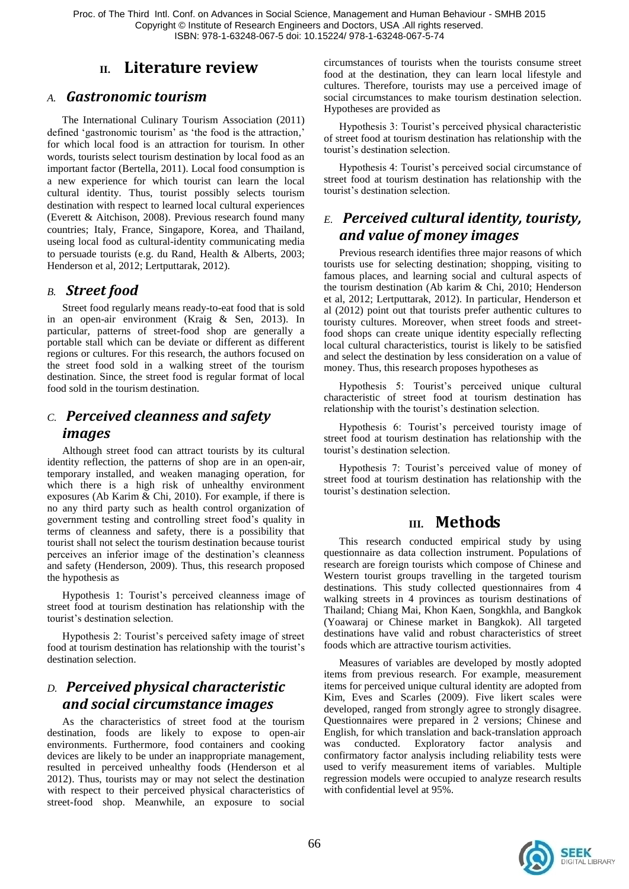## II. Literature review

### A. Gastronomic tourism

The International Culinary Tourism Association (2011) defined 'gastronomic tourism' as 'the food is the attraction,' for which local food is an attraction for tourism. In other words, tourists select tourism destination by local food as an important factor (Bertella, 2011). Local food consumption is a new experience for which tourist can learn the local cultural identity. Thus, tourist possibly selects tourism destination with respect to learned local cultural experiences (Everett & Aitchison, 2008). Previous research found many countries; Italy, France, Singapore, Korea, and Thailand, useing local food as cultural-identity communicating media to persuade tourists (e.g. du Rand, Health & Alberts, 2003; Henderson et al, 2012; Lertputtarak, 2012).

### B. Street food

Street food regularly means ready-to-eat food that is sold in an open-air environment (Kraig & Sen, 2013). In particular, patterns of street-food shop are generally a portable stall which can be deviate or different as different regions or cultures. For this research, the authors focused on the street food sold in a walking street of the tourism destination. Since, the street food is regular format of local food sold in the tourism destination.

### C. Perceived cleanness and safety images

Although street food can attract tourists by its cultural identity reflection, the patterns of shop are in an open-air, temporary installed, and weaken managing operation, for which there is a high risk of unhealthy environment exposures (Ab Karim & Chi, 2010). For example, if there is no any third party such as health control organization of government testing and controlling street food's quality in terms of cleanness and safety, there is a possibility that tourist shall not select the tourism destination because tourist perceives an inferior image of the destination's cleanness and safety (Henderson, 2009). Thus, this research proposed the hypothesis as

Hypothesis 1: Tourist's perceived cleanness image of street food at tourism destination has relationship with the tourist's destination selection.

Hypothesis 2: Tourist's perceived safety image of street food at tourism destination has relationship with the tourist's destination selection.

### D. Perceived physical characteristic and social circumstance images

As the characteristics of street food at the tourism destination, foods are likely to expose to open-air environments. Furthermore, food containers and cooking devices are likely to be under an inappropriate management, resulted in perceived unhealthy foods (Henderson et al 2012). Thus, tourists may or may not select the destination with respect to their perceived physical characteristics of street-food shop. Meanwhile, an exposure to social circumstances of tourists when the tourists consume street food at the destination, they can learn local lifestyle and cultures. Therefore, tourists may use a perceived image of social circumstances to make tourism destination selection. Hypotheses are provided as

Hypothesis 3: Tourist's perceived physical characteristic of street food at tourism destination has relationship with the tourist's destination selection.

Hypothesis 4: Tourist's perceived social circumstance of street food at tourism destination has relationship with the tourist's destination selection.

### E. Perceived cultural identity, touristy, and value of money images

Previous research identifies three major reasons of which tourists use for selecting destination; shopping, visiting to famous places, and learning social and cultural aspects of the tourism destination (Ab karim & Chi, 2010; Henderson et al, 2012; Lertputtarak, 2012). In particular, Henderson et al (2012) point out that tourists prefer authentic cultures to touristy cultures. Moreover, when street foods and street-food shops can create unique identity especially reflecting local cultural characteristics, tourist is likely to be satisfied and select the destination by less consideration on a value of money. Thus, this research proposes hypotheses as

Hypothesis 5: Tourist's perceived unique cultural characteristic of street food at tourism destination has relationship with the tourist's destination selection.

Hypothesis 6: Tourist's perceived touristy image of street food at tourism destination has relationship with the tourist's destination selection.

Hypothesis 7: Tourist's perceived value of money of street food at tourism destination has relationship with the tourist's destination selection.

## III. Methods

This research conducted empirical study by using questionnaire as data collection instrument. Populations of research are foreign tourists which compose of Chinese and Western tourist groups travelling in the targeted tourism destinations. This study collected questionnaires from 4 walking streets in 4 provinces as tourism destinations of Thailand; Chiang Mai, Khon Kaen, Songkhla, and Bangkok (Yoawaraj or Chinese market in Bangkok). All targeted destinations have valid and robust characteristics of street foods which are attractive tourism activities.

Measures of variables are developed by mostly adopted items from previous research. For example, measurement items for perceived unique cultural identity are adopted from Kim, Eves and Scarles (2009). Five likert scales were developed, ranged from strongly agree to strongly disagree. Questionnaires were prepared in 2 versions; Chinese and English, for which translation and back-translation approach was conducted. Exploratory factor analysis and confirmatory factor analysis including reliability tests were used to verify measurement items of variables. Multiple regression models were occupied to analyze research results with confidential level at 95%.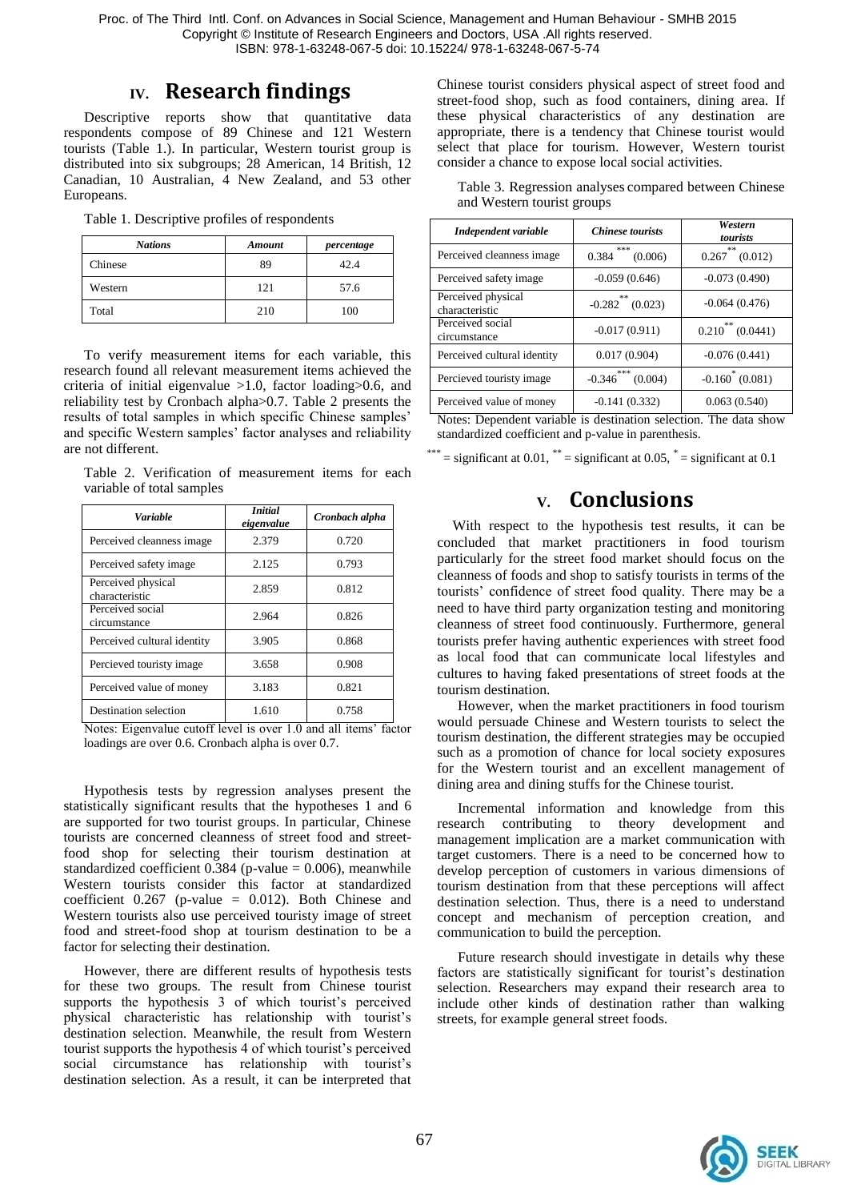## IV. Research findings

Descriptive reports show that quantitative data respondents compose of 89 Chinese and 121 Western tourists (Table 1.). In particular, Western tourist group is distributed into six subgroups; 28 American, 14 British, 12 Canadian, 10 Australian, 4 New Zealand, and 53 other Europeans.

Table 1. Descriptive profiles of respondents

| *Nations* | *Amount* | *percentage* |
|---|---|---|
| Chinese | 89 | 42.4 |
| Western | 121 | 57.6 |
| Total | 210 | 100 |

To verify measurement items for each variable, this research found all relevant measurement items achieved the criteria of initial eigenvalue >1.0, factor loading>0.6, and reliability test by Cronbach alpha>0.7. Table 2 presents the results of total samples in which specific Chinese samples' and specific Western samples' factor analyses and reliability are not different.

Table 2. Verification of measurement items for each variable of total samples

| *Variable* | *Initial eigenvalue* | *Cronbach alpha* |
|---|---|---|
| Perceived cleanness image | 2.379 | 0.720 |
| Perceived safety image | 2.125 | 0.793 |
| Perceived physical characteristic | 2.859 | 0.812 |
| Perceived social circumstance | 2.964 | 0.826 |
| Perceived cultural identity | 3.905 | 0.868 |
| Percieved touristy image | 3.658 | 0.908 |
| Perceived value of money | 3.183 | 0.821 |
| Destination selection | 1.610 | 0.758 |

Notes: Eigenvalue cutoff level is over 1.0 and all items' factor loadings are over 0.6. Cronbach alpha is over 0.7.

Hypothesis tests by regression analyses present the statistically significant results that the hypotheses 1 and 6 are supported for two tourist groups. In particular, Chinese tourists are concerned cleanness of street food and street-food shop for selecting their tourism destination at standardized coefficient 0.384 (p-value = 0.006), meanwhile Western tourists consider this factor at standardized coefficient 0.267 (p-value = 0.012). Both Chinese and Western tourists also use perceived touristy image of street food and street-food shop at tourism destination to be a factor for selecting their destination.

However, there are different results of hypothesis tests for these two groups. The result from Chinese tourist supports the hypothesis 3 of which tourist's perceived physical characteristic has relationship with tourist's destination selection. Meanwhile, the result from Western tourist supports the hypothesis 4 of which tourist's perceived social circumstance has relationship with tourist's destination selection. As a result, it can be interpreted that Chinese tourist considers physical aspect of street food and street-food shop, such as food containers, dining area. If these physical characteristics of any destination are appropriate, there is a tendency that Chinese tourist would select that place for tourism. However, Western tourist consider a chance to expose local social activities.

Table 3. Regression analyses compared between Chinese and Western tourist groups

| *Independent variable* | *Chinese tourists* | *Western tourists* |
|---|---|---|
| Perceived cleanness image | 0.384*** (0.006) | 0.267** (0.012) |
| Perceived safety image | -0.059 (0.646) | -0.073 (0.490) |
| Perceived physical characteristic | -0.282** (0.023) | -0.064 (0.476) |
| Perceived social circumstance | -0.017 (0.911) | 0.210** (0.0441) |
| Perceived cultural identity | 0.017 (0.904) | -0.076 (0.441) |
| Percieved touristy image | -0.346*** (0.004) | -0.160* (0.081) |
| Perceived value of money | -0.141 (0.332) | 0.063 (0.540) |

Notes: Dependent variable is destination selection. The data show standardized coefficient and p-value in parenthesis.

*** = significant at 0.01, ** = significant at 0.05, * = significant at 0.1

## V. Conclusions

With respect to the hypothesis test results, it can be concluded that market practitioners in food tourism particularly for the street food market should focus on the cleanness of foods and shop to satisfy tourists in terms of the tourists' confidence of street food quality. There may be a need to have third party organization testing and monitoring cleanness of street food continuously. Furthermore, general tourists prefer having authentic experiences with street food as local food that can communicate local lifestyles and cultures to having faked presentations of street foods at the tourism destination.

However, when the market practitioners in food tourism would persuade Chinese and Western tourists to select the tourism destination, the different strategies may be occupied such as a promotion of chance for local society exposures for the Western tourist and an excellent management of dining area and dining stuffs for the Chinese tourist.

Incremental information and knowledge from this research contributing to theory development and management implication are a market communication with target customers. There is a need to be concerned how to develop perception of customers in various dimensions of tourism destination from that these perceptions will affect destination selection. Thus, there is a need to understand concept and mechanism of perception creation, and communication to build the perception.

Future research should investigate in details why these factors are statistically significant for tourist's destination selection. Researchers may expand their research area to include other kinds of destination rather than walking streets, for example general street foods.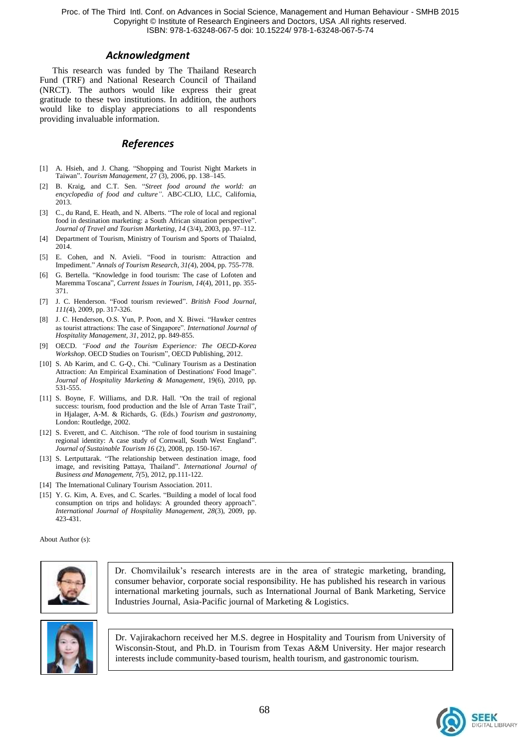## Acknowledgment

This research was funded by The Thailand Research Fund (TRF) and National Research Council of Thailand (NRCT). The authors would like express their great gratitude to these two institutions. In addition, the authors would like to display appreciations to all respondents providing invaluable information.

## References

[1] A. Hsieh, and J. Chang. "Shopping and Tourist Night Markets in Taiwan". *Tourism Management*, 27 (3), 2006, pp. 138–145.

[2] B. Kraig, and C.T. Sen. "*Street food around the world: an encyclopedia of food and culture"*. ABC-CLIO, LLC, California, 2013.

[3] C., du Rand, E. Heath, and N. Alberts. "The role of local and regional food in destination marketing: a South African situation perspective". *Journal of Travel and Tourism Marketing*, *14* (3/4), 2003, pp. 97–112.

[4] Department of Tourism, Ministry of Tourism and Sports of Thaialnd, 2014.

[5] E. Cohen, and N. Avieli. "Food in tourism: Attraction and Impediment." *Annals of Tourism Research, 31(4*), 2004, pp. 755-778.

[6] G. Bertella. "Knowledge in food tourism: The case of Lofoten and Maremma Toscana", *Current Issues in Tourism, 14*(4), 2011, pp. 355-371.

[7] J. C. Henderson. "Food tourism reviewed". *British Food Journal, 111(*4), 2009, pp. 317-326.

[8] J. C. Henderson, O.S. Yun, P. Poon, and X. Biwei. "Hawker centres as tourist attractions: The case of Singapore". *International Journal of Hospitality Management, 31*, 2012, pp. 849-855.

[9] OECD. *"Food and the Tourism Experience: The OECD-Korea Workshop*. OECD Studies on Tourism", OECD Publishing, 2012.

[10] S. Ab Karim, and C. G-Q., Chi. "Culinary Tourism as a Destination Attraction: An Empirical Examination of Destinations' Food Image". *Journal of Hospitality Marketing & Management*, 19(6), 2010, pp. 531-555.

[11] S. Boyne, F. Williams, and D.R. Hall. "On the trail of regional success: tourism, food production and the Isle of Arran Taste Trail", in Hjalager, A-M. & Richards, G. (Eds.) *Tourism and gastronomy*, London: Routledge, 2002.

[12] S. Everett, and C. Aitchison. "The role of food tourism in sustaining regional identity: A case study of Cornwall, South West England". *Journal of Sustainable Tourism 16* (2), 2008, pp. 150-167.

[13] S. Lertputtarak. "The relationship between destination image, food image, and revisiting Pattaya, Thailand". *International Journal of Business and Management, 7(*5), 2012, pp.111-122.

[14] The International Culinary Tourism Association. 2011.

[15] Y. G. Kim, A. Eves, and C. Scarles. "Building a model of local food consumption on trips and holidays: A grounded theory approach". *International Journal of Hospitality Management, 28*(3), 2009, pp. 423-431.

About Author (s):

Dr. Chomvilailuk's research interests are in the area of strategic marketing, branding, consumer behavior, corporate social responsibility. He has published his research in various international marketing journals, such as International Journal of Bank Marketing, Service Industries Journal, Asia-Pacific journal of Marketing & Logistics.

Dr. Vajirakachorn received her M.S. degree in Hospitality and Tourism from University of Wisconsin-Stout, and Ph.D. in Tourism from Texas A&M University. Her major research interests include community-based tourism, health tourism, and gastronomic tourism.